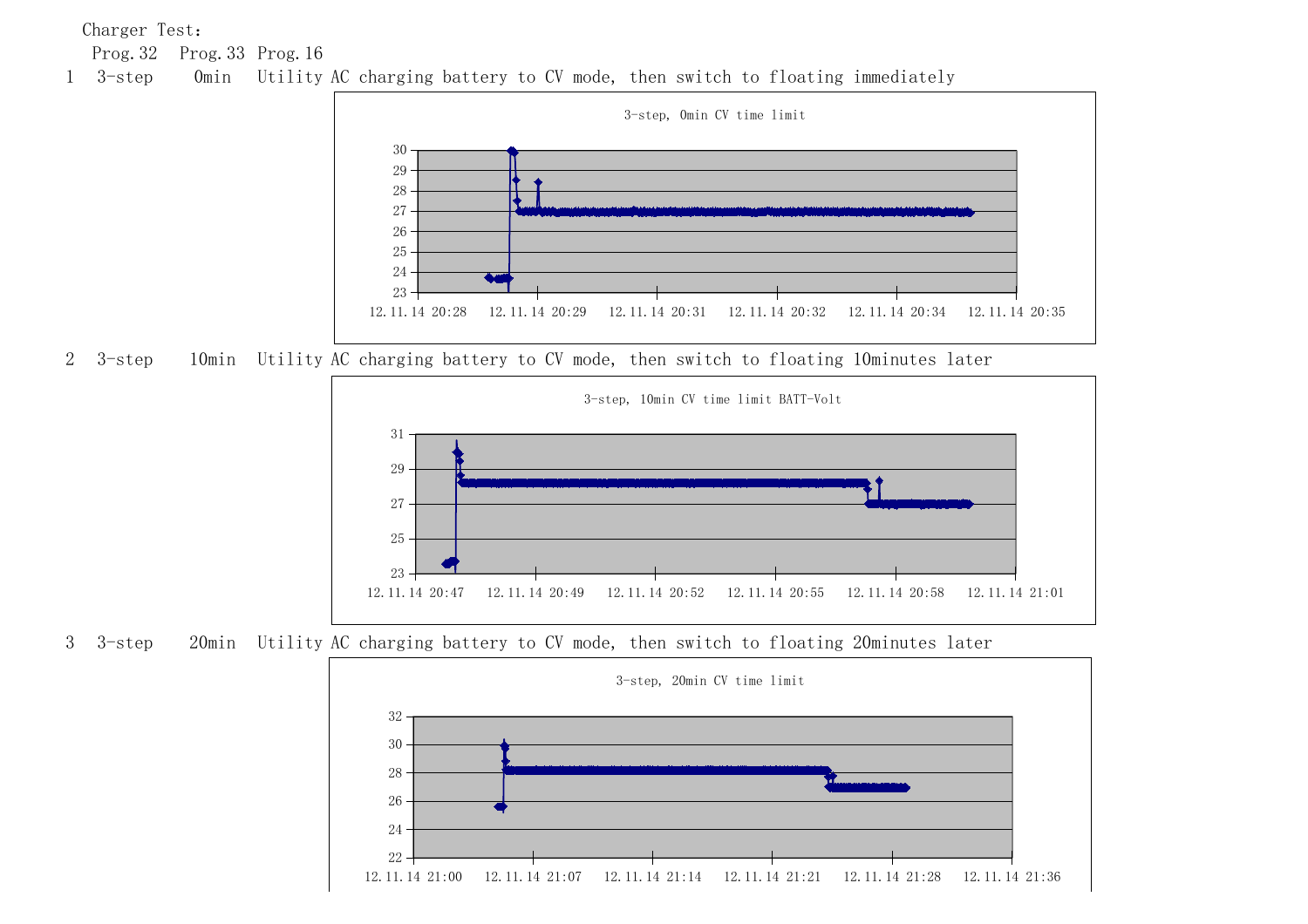Charger Test:

| | Prog.32 | Prog.33 | Prog.16 |
|---|---|---|---|
| 1 | 3-step | 0min | Utility AC charging battery to CV mode, then switch to floating immediately |
| 2 | 3-step | 10min | Utility AC charging battery to CV mode, then switch to floating 10minutes later |
| 3 | 3-step | 20min | Utility AC charging battery to CV mode, then switch to floating 20minutes later |

1 3-step 0min Utility AC charging battery to CV mode, then switch to floating immediately

3-step, 0min CV time limit

2 3-step 10min Utility AC charging battery to CV mode, then switch to floating 10minutes later

3-step, 10min CV time limit BATT-Volt

3 3-step 20min Utility AC charging battery to CV mode, then switch to floating 20minutes later

3-step, 20min CV time limit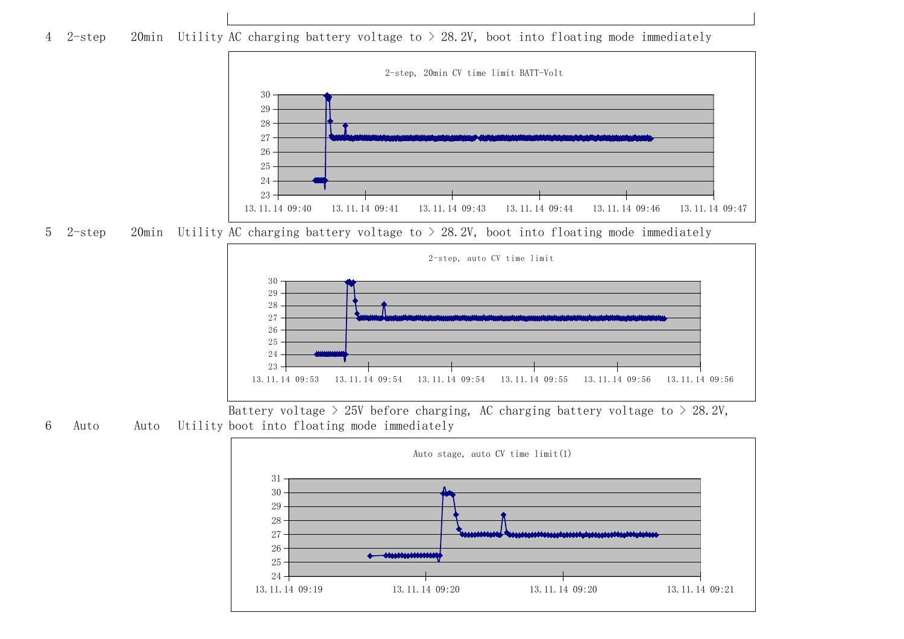| 4 | 2-step | 20min | Utility | AC charging battery voltage to > 28.2V, boot into floating mode immediately |
|---|---|---|---|---|

2-step, 20min CV time limit BATT-Volt

| 5 | 2-step | 20min | Utility | AC charging battery voltage to > 28.2V, boot into floating mode immediately |
|---|---|---|---|---|

2-step, auto CV time limit

| 6 | Auto | Auto | Utility | Battery voltage > 25V before charging, AC charging battery voltage to > 28.2V, boot into floating mode immediately |
|---|---|---|---|---|

Auto stage, auto CV time limit(1)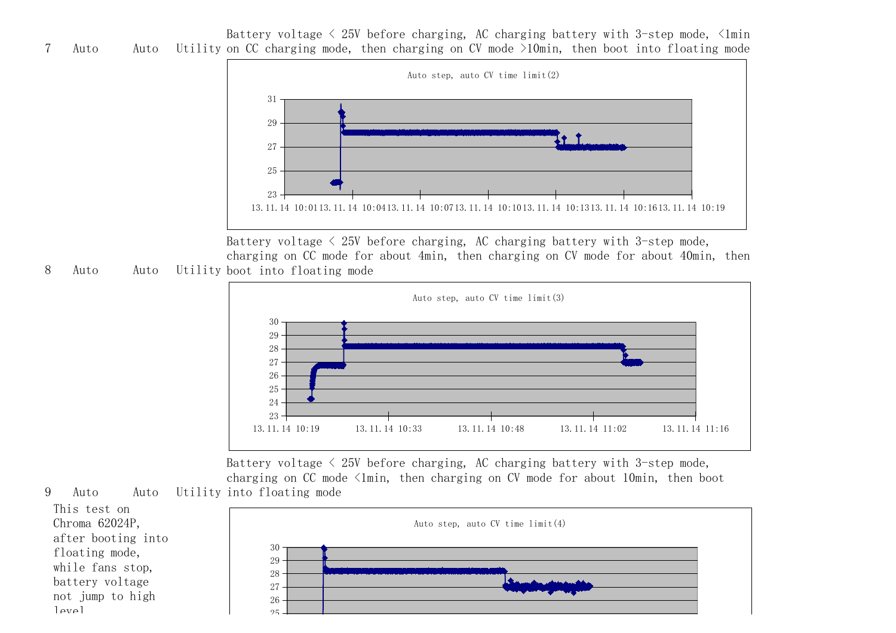| 7 | Auto | Auto | Utility | Battery voltage < 25V before charging, AC charging battery with 3-step mode, <1min on CC charging mode, then charging on CV mode >10min, then boot into floating mode |
|---|---|---|---|---|
| | | | | Auto step, auto CV time limit(2) |
| 8 | Auto | Auto | Utility | Battery voltage < 25V before charging, AC charging battery with 3-step mode, charging on CC mode for about 4min, then charging on CV mode for about 40min, then boot into floating mode |
| | | | | Auto step, auto CV time limit(3) |
| 9 | Auto | Auto | Utility | Battery voltage < 25V before charging, AC charging battery with 3-step mode, charging on CC mode <1min, then charging on CV mode for about 10min, then boot into floating mode |
| This test on Chroma 62024P, after booting into floating mode, while fans stop, battery voltage not jump to high level | | | | Auto step, auto CV time limit(4) |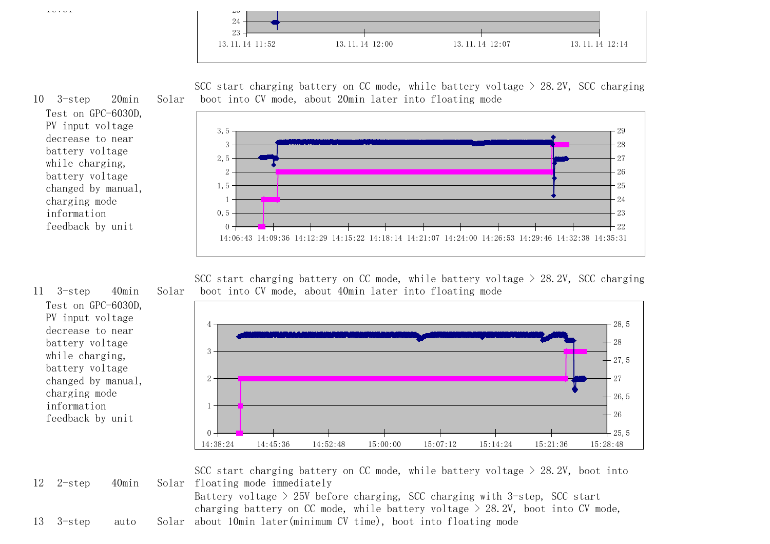| No. | Charging mode | CV time | Source | Test description | Result |
|---|---|---|---|---|---|
| 10 | 3-step | 20min | Solar | Test on GPC-6030D, PV input voltage decrease to near battery voltage while charging, battery voltage changed by manual, charging mode information feedback by unit | SCC start charging battery on CC mode, while battery voltage > 28.2V, SCC charging boot into CV mode, about 20min later into floating mode |
| 11 | 3-step | 40min | Solar | Test on GPC-6030D, PV input voltage decrease to near battery voltage while charging, battery voltage changed by manual, charging mode information feedback by unit | SCC start charging battery on CC mode, while battery voltage > 28.2V, SCC charging boot into CV mode, about 40min later into floating mode |
| 12 | 2-step | 40min | Solar | | SCC start charging battery on CC mode, while battery voltage > 28.2V, boot into floating mode immediately |
| 13 | 3-step | auto | Solar | | Battery voltage > 25V before charging, SCC charging with 3-step, SCC start charging battery on CC mode, while battery voltage > 28.2V, boot into CV mode, about 10min later(minimum CV time), boot into floating mode |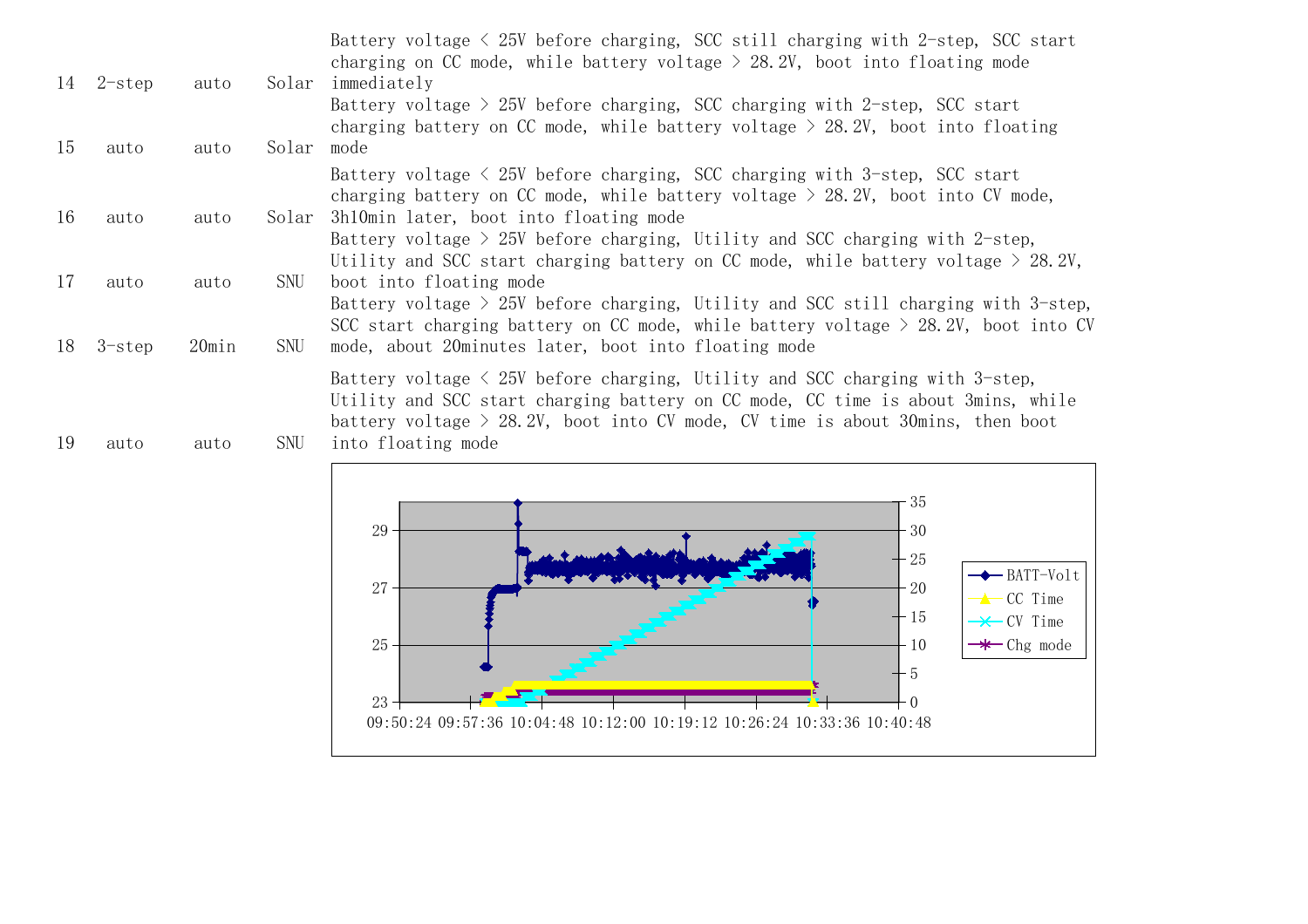| | | | | |
|---|---|---|---|---|
| 14 | 2-step | auto | Solar | Battery voltage < 25V before charging, SCC still charging with 2-step, SCC start charging on CC mode, while battery voltage > 28.2V, boot into floating mode immediately |
| 15 | auto | auto | Solar | Battery voltage > 25V before charging, SCC charging with 2-step, SCC start charging battery on CC mode, while battery voltage > 28.2V, boot into floating mode |
| 16 | auto | auto | Solar | Battery voltage < 25V before charging, SCC charging with 3-step, SCC start charging battery on CC mode, while battery voltage > 28.2V, boot into CV mode, 3h10min later, boot into floating mode |
| 17 | auto | auto | SNU | Battery voltage > 25V before charging, Utility and SCC charging with 2-step, Utility and SCC start charging battery on CC mode, while battery voltage > 28.2V, boot into floating mode |
| 18 | 3-step | 20min | SNU | Battery voltage > 25V before charging, Utility and SCC still charging with 3-step, SCC start charging battery on CC mode, while battery voltage > 28.2V, boot into CV mode, about 20minutes later, boot into floating mode |
| 19 | auto | auto | SNU | Battery voltage < 25V before charging, Utility and SCC charging with 3-step, Utility and SCC start charging battery on CC mode, CC time is about 3mins, while battery voltage > 28.2V, boot into CV mode, CV time is about 30mins, then boot into floating mode |

29
27
25
23

35
30
25
20
15
10
5
0

09:50:24 09:57:36 10:04:48 10:12:00 10:19:12 10:26:24 10:33:36 10:40:48

BATT-Volt
CC Time
CV Time
Chg mode